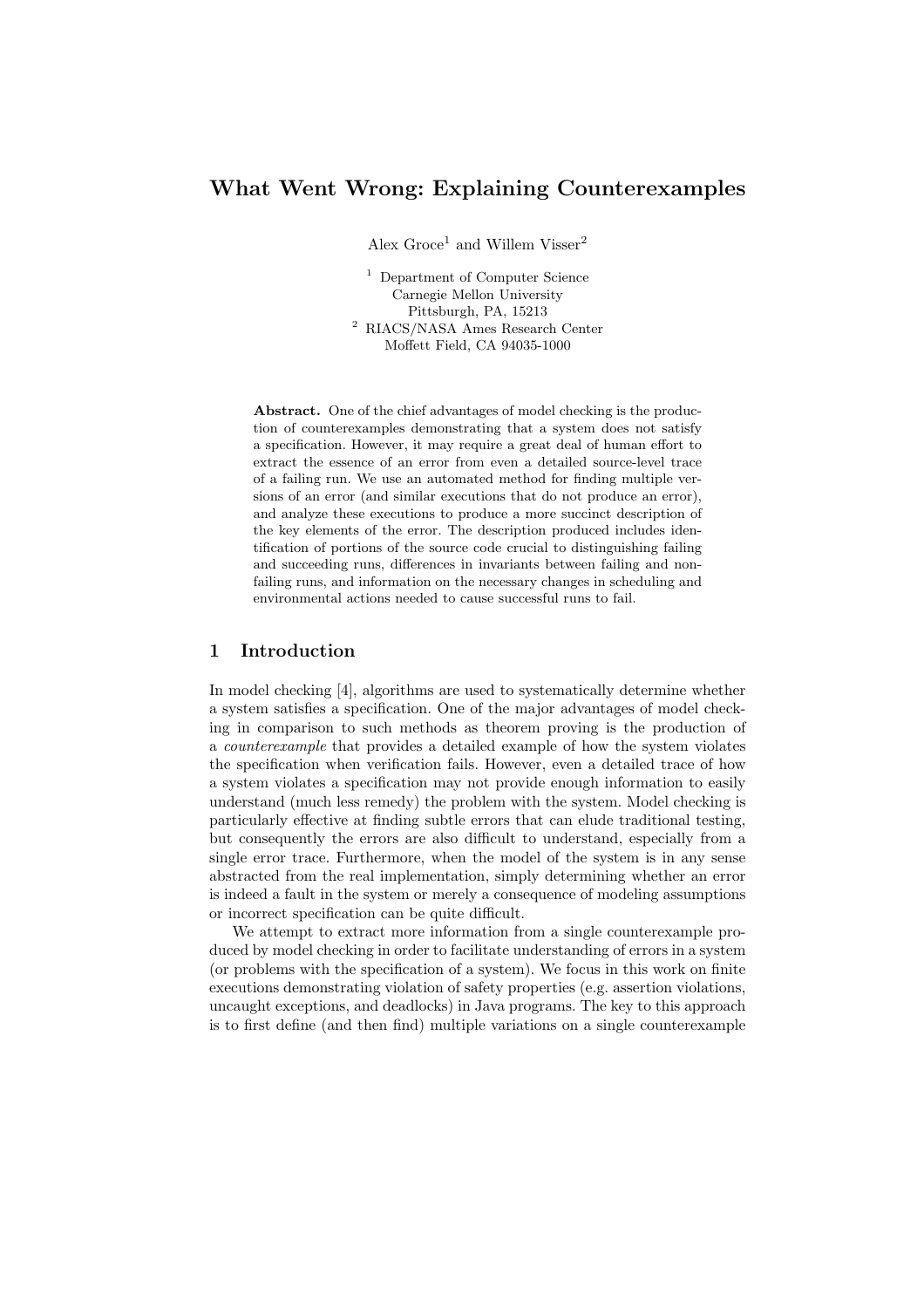# What Went Wrong: Explaining Counterexamples

Alex Groce[1] and Willem Visser[2]

[1] Department of Computer Science
Carnegie Mellon University
Pittsburgh, PA, 15213

[2] RIACS/NASA Ames Research Center
Moffett Field, CA 94035-1000

**Abstract.** One of the chief advantages of model checking is the production of counterexamples demonstrating that a system does not satisfy a specification. However, it may require a great deal of human effort to extract the essence of an error from even a detailed source-level trace of a failing run. We use an automated method for finding multiple versions of an error (and similar executions that do not produce an error), and analyze these executions to produce a more succinct description of the key elements of the error. The description produced includes identification of portions of the source code crucial to distinguishing failing and succeeding runs, differences in invariants between failing and non-failing runs, and information on the necessary changes in scheduling and environmental actions needed to cause successful runs to fail.

## 1 Introduction

In model checking [4], algorithms are used to systematically determine whether a system satisfies a specification. One of the major advantages of model checking in comparison to such methods as theorem proving is the production of a *counterexample* that provides a detailed example of how the system violates the specification when verification fails. However, even a detailed trace of how a system violates a specification may not provide enough information to easily understand (much less remedy) the problem with the system. Model checking is particularly effective at finding subtle errors that can elude traditional testing, but consequently the errors are also difficult to understand, especially from a single error trace. Furthermore, when the model of the system is in any sense abstracted from the real implementation, simply determining whether an error is indeed a fault in the system or merely a consequence of modeling assumptions or incorrect specification can be quite difficult.

We attempt to extract more information from a single counterexample produced by model checking in order to facilitate understanding of errors in a system (or problems with the specification of a system). We focus in this work on finite executions demonstrating violation of safety properties (e.g. assertion violations, uncaught exceptions, and deadlocks) in Java programs. The key to this approach is to first define (and then find) multiple variations on a single counterexample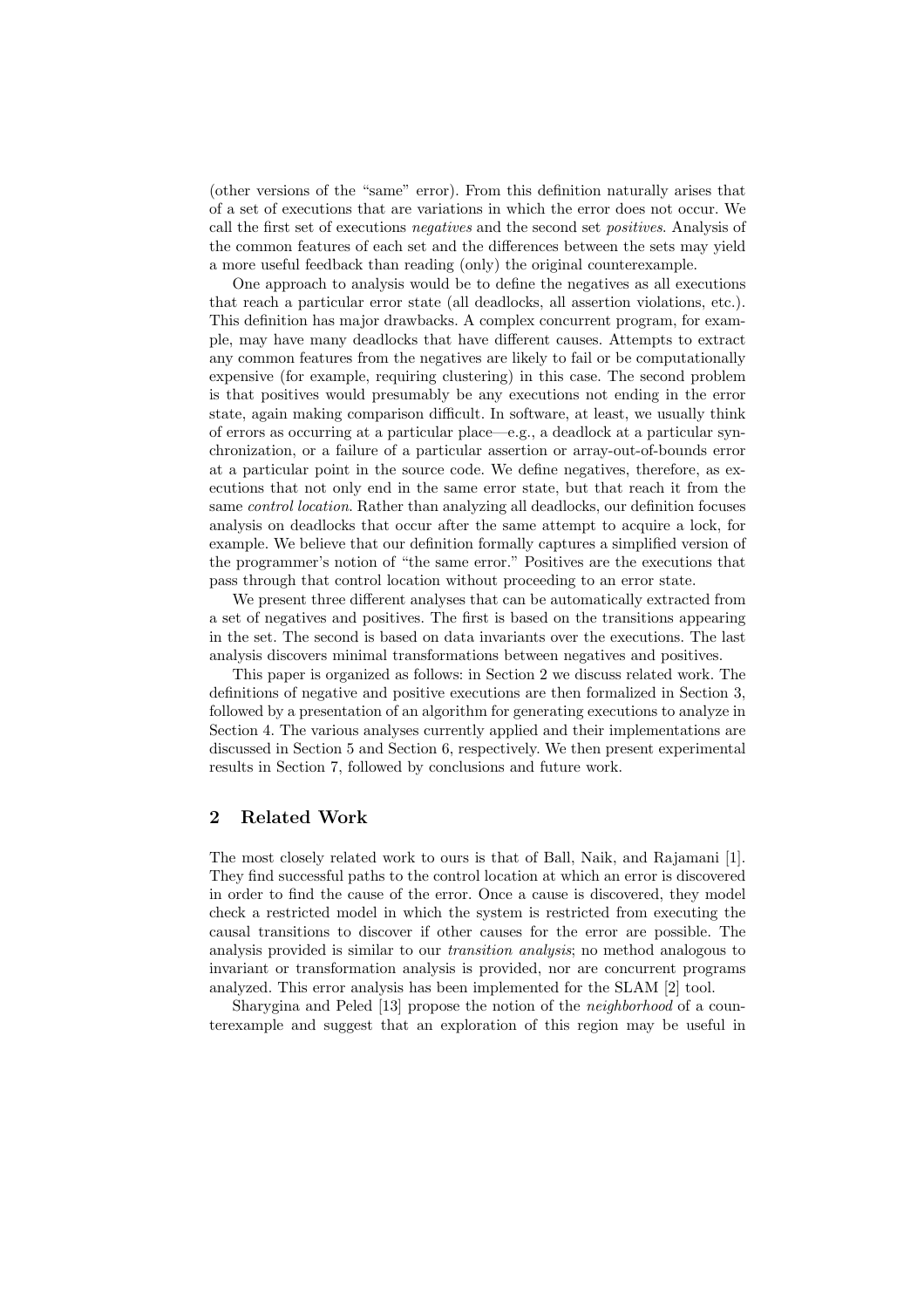(other versions of the "same" error). From this definition naturally arises that of a set of executions that are variations in which the error does not occur. We call the first set of executions *negatives* and the second set *positives*. Analysis of the common features of each set and the differences between the sets may yield a more useful feedback than reading (only) the original counterexample.

One approach to analysis would be to define the negatives as all executions that reach a particular error state (all deadlocks, all assertion violations, etc.). This definition has major drawbacks. A complex concurrent program, for example, may have many deadlocks that have different causes. Attempts to extract any common features from the negatives are likely to fail or be computationally expensive (for example, requiring clustering) in this case. The second problem is that positives would presumably be any executions not ending in the error state, again making comparison difficult. In software, at least, we usually think of errors as occurring at a particular place—e.g., a deadlock at a particular synchronization, or a failure of a particular assertion or array-out-of-bounds error at a particular point in the source code. We define negatives, therefore, as executions that not only end in the same error state, but that reach it from the same *control location*. Rather than analyzing all deadlocks, our definition focuses analysis on deadlocks that occur after the same attempt to acquire a lock, for example. We believe that our definition formally captures a simplified version of the programmer's notion of "the same error." Positives are the executions that pass through that control location without proceeding to an error state.

We present three different analyses that can be automatically extracted from a set of negatives and positives. The first is based on the transitions appearing in the set. The second is based on data invariants over the executions. The last analysis discovers minimal transformations between negatives and positives.

This paper is organized as follows: in Section 2 we discuss related work. The definitions of negative and positive executions are then formalized in Section 3, followed by a presentation of an algorithm for generating executions to analyze in Section 4. The various analyses currently applied and their implementations are discussed in Section 5 and Section 6, respectively. We then present experimental results in Section 7, followed by conclusions and future work.

## 2 Related Work

The most closely related work to ours is that of Ball, Naik, and Rajamani [1]. They find successful paths to the control location at which an error is discovered in order to find the cause of the error. Once a cause is discovered, they model check a restricted model in which the system is restricted from executing the causal transitions to discover if other causes for the error are possible. The analysis provided is similar to our *transition analysis*; no method analogous to invariant or transformation analysis is provided, nor are concurrent programs analyzed. This error analysis has been implemented for the SLAM [2] tool.

Sharygina and Peled [13] propose the notion of the *neighborhood* of a counterexample and suggest that an exploration of this region may be useful in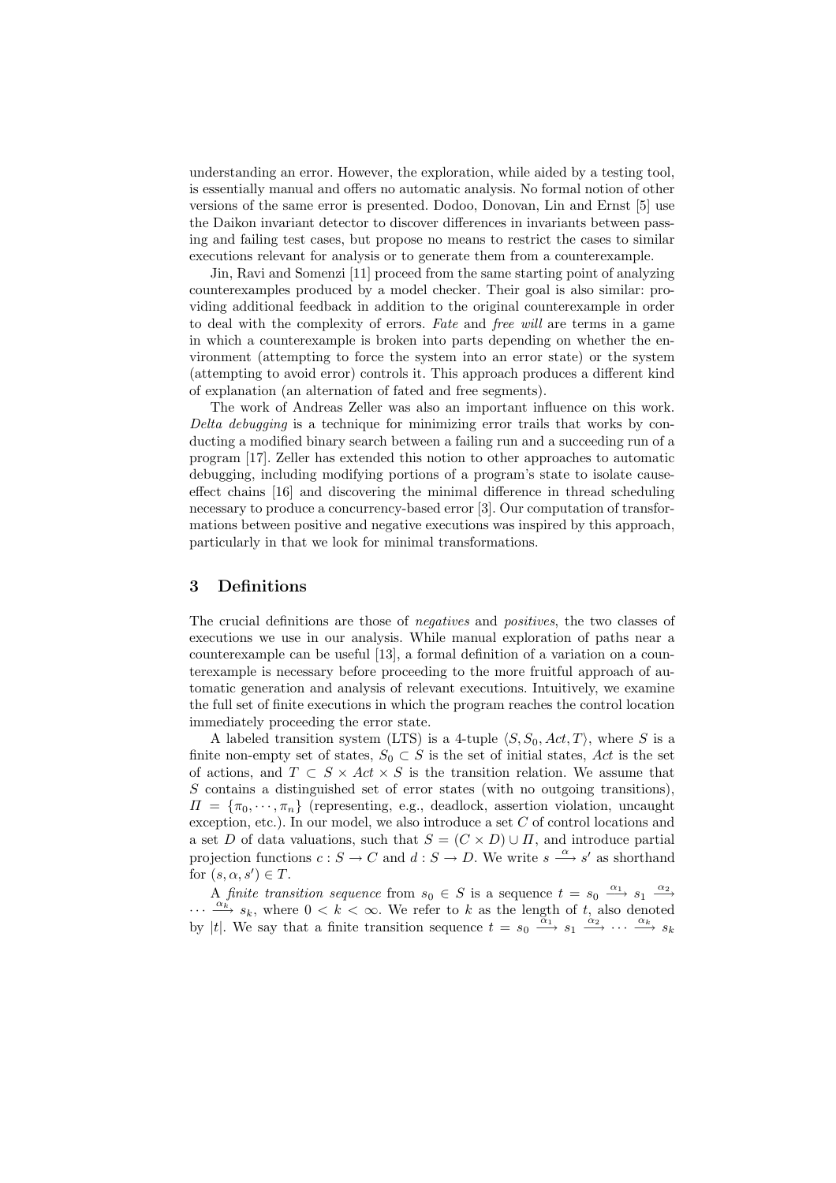understanding an error. However, the exploration, while aided by a testing tool, is essentially manual and offers no automatic analysis. No formal notion of other versions of the same error is presented. Dodoo, Donovan, Lin and Ernst [5] use the Daikon invariant detector to discover differences in invariants between passing and failing test cases, but propose no means to restrict the cases to similar executions relevant for analysis or to generate them from a counterexample.

Jin, Ravi and Somenzi [11] proceed from the same starting point of analyzing counterexamples produced by a model checker. Their goal is also similar: providing additional feedback in addition to the original counterexample in order to deal with the complexity of errors. *Fate* and *free will* are terms in a game in which a counterexample is broken into parts depending on whether the environment (attempting to force the system into an error state) or the system (attempting to avoid error) controls it. This approach produces a different kind of explanation (an alternation of fated and free segments).

The work of Andreas Zeller was also an important influence on this work. *Delta debugging* is a technique for minimizing error trails that works by conducting a modified binary search between a failing run and a succeeding run of a program [17]. Zeller has extended this notion to other approaches to automatic debugging, including modifying portions of a program's state to isolate cause-effect chains [16] and discovering the minimal difference in thread scheduling necessary to produce a concurrency-based error [3]. Our computation of transformations between positive and negative executions was inspired by this approach, particularly in that we look for minimal transformations.

## 3 Definitions

The crucial definitions are those of *negatives* and *positives*, the two classes of executions we use in our analysis. While manual exploration of paths near a counterexample can be useful [13], a formal definition of a variation on a counterexample is necessary before proceeding to the more fruitful approach of automatic generation and analysis of relevant executions. Intuitively, we examine the full set of finite executions in which the program reaches the control location immediately proceeding the error state.

A labeled transition system (LTS) is a 4-tuple $\langle S, S_0, Act, T\rangle$, where $S$ is a finite non-empty set of states, $S_0 \subset S$ is the set of initial states, $Act$ is the set of actions, and $T \subset S \times Act \times S$ is the transition relation. We assume that $S$ contains a distinguished set of error states (with no outgoing transitions), $\Pi = \{\pi_0, \cdots, \pi_n\}$ (representing, e.g., deadlock, assertion violation, uncaught exception, etc.). In our model, we also introduce a set $C$ of control locations and a set $D$ of data valuations, such that $S = (C \times D) \cup \Pi$, and introduce partial projection functions $c : S \rightarrow C$ and $d : S \rightarrow D$. We write $s \xrightarrow{\alpha} s'$ as shorthand for $(s, \alpha, s') \in T$.

A *finite transition sequence* from $s_0 \in S$ is a sequence $t = s_0 \xrightarrow{\alpha_1} s_1 \xrightarrow{\alpha_2} \cdots \xrightarrow{\alpha_k} s_k$, where $0 < k < \infty$. We refer to $k$ as the length of $t$, also denoted by $|t|$. We say that a finite transition sequence $t = s_0 \xrightarrow{\alpha_1} s_1 \xrightarrow{\alpha_2} \cdots \xrightarrow{\alpha_k} s_k$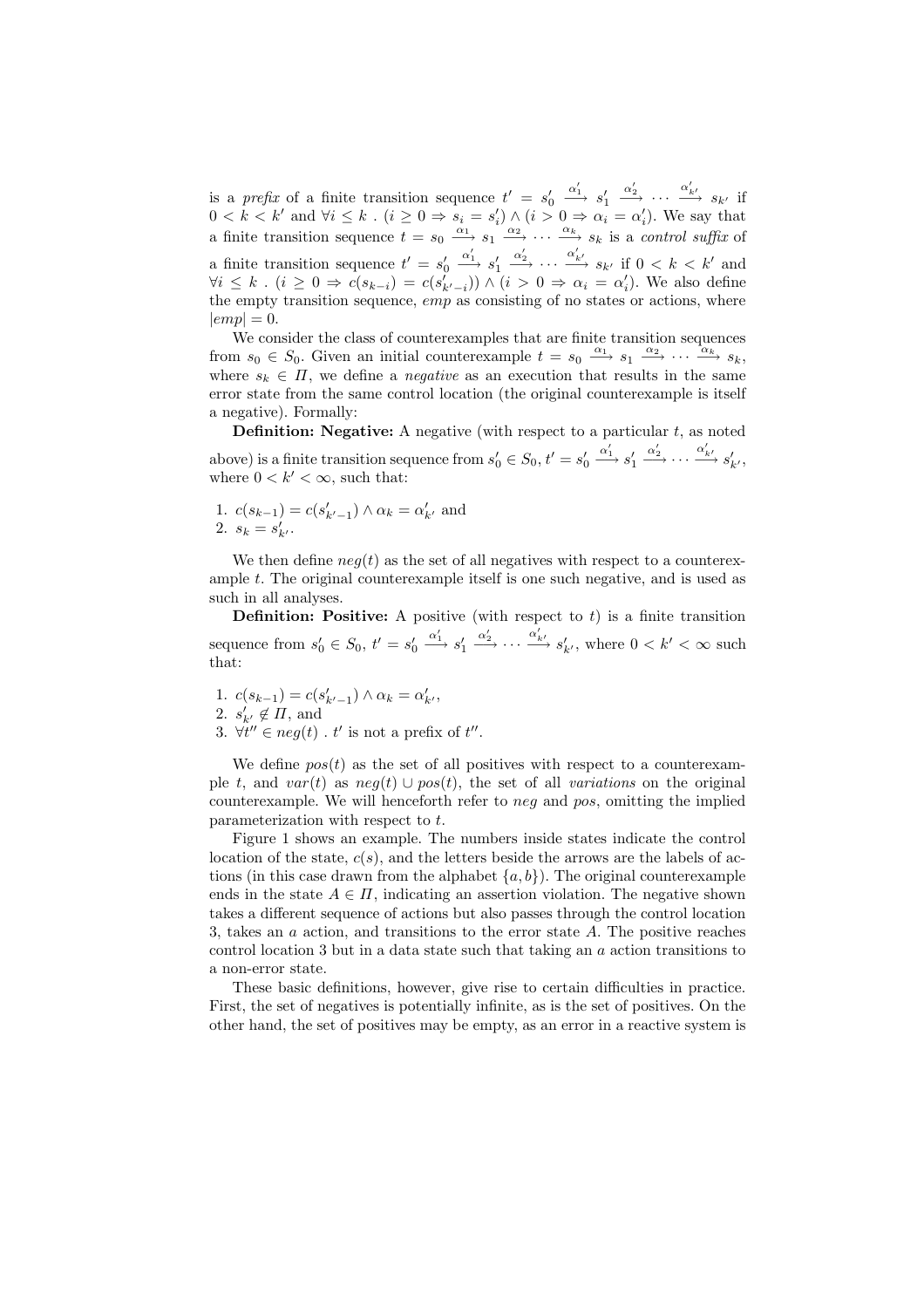is a *prefix* of a finite transition sequence $t' = s'_0 \xrightarrow{\alpha'_1} s'_1 \xrightarrow{\alpha'_2} \cdots \xrightarrow{\alpha'_{k'}} s_{k'}$ if $0 < k < k'$ and $\forall i \leq k \ . \ (i \geq 0 \Rightarrow s_i = s'_i) \wedge (i > 0 \Rightarrow \alpha_i = \alpha'_i)$. We say that a finite transition sequence $t = s_0 \xrightarrow{\alpha_1} s_1 \xrightarrow{\alpha_2} \cdots \xrightarrow{\alpha_k} s_k$ is a *control suffix* of a finite transition sequence $t' = s'_0 \xrightarrow{\alpha'_1} s'_1 \xrightarrow{\alpha'_2} \cdots \xrightarrow{\alpha'_{k'}} s_{k'}$ if $0 < k < k'$ and $\forall i \leq k \ . \ (i \geq 0 \Rightarrow c(s_{k-i}) = c(s'_{k'-i})) \wedge (i > 0 \Rightarrow \alpha_i = \alpha'_i)$. We also define the empty transition sequence, *emp* as consisting of no states or actions, where $|emp| = 0$.

We consider the class of counterexamples that are finite transition sequences from $s_0 \in S_0$. Given an initial counterexample $t = s_0 \xrightarrow{\alpha_1} s_1 \xrightarrow{\alpha_2} \cdots \xrightarrow{\alpha_k} s_k$, where $s_k \in \Pi$, we define a *negative* as an execution that results in the same error state from the same control location (the original counterexample is itself a negative). Formally:

**Definition: Negative:** A negative (with respect to a particular $t$, as noted above) is a finite transition sequence from $s'_0 \in S_0$, $t' = s'_0 \xrightarrow{\alpha'_1} s'_1 \xrightarrow{\alpha'_2} \cdots \xrightarrow{\alpha'_{k'}} s'_{k'}$, where $0 < k' < \infty$, such that:

1. $c(s_{k-1}) = c(s'_{k'-1}) \wedge \alpha_k = \alpha'_{k'}$ and
2. $s_k = s'_{k'}$.

We then define $neg(t)$ as the set of all negatives with respect to a counterexample $t$. The original counterexample itself is one such negative, and is used as such in all analyses.

**Definition: Positive:** A positive (with respect to $t$) is a finite transition sequence from $s'_0 \in S_0$, $t' = s'_0 \xrightarrow{\alpha'_1} s'_1 \xrightarrow{\alpha'_2} \cdots \xrightarrow{\alpha'_{k'}} s'_{k'}$, where $0 < k' < \infty$ such that:

1. $c(s_{k-1}) = c(s'_{k'-1}) \wedge \alpha_k = \alpha'_{k'}$,
2. $s'_{k'} \notin \Pi$, and
3. $\forall t'' \in neg(t) \ . \ t'$ is not a prefix of $t''$.

We define $pos(t)$ as the set of all positives with respect to a counterexample $t$, and $var(t)$ as $neg(t) \cup pos(t)$, the set of all *variations* on the original counterexample. We will henceforth refer to *neg* and *pos*, omitting the implied parameterization with respect to $t$.

Figure 1 shows an example. The numbers inside states indicate the control location of the state, $c(s)$, and the letters beside the arrows are the labels of actions (in this case drawn from the alphabet $\{a, b\}$). The original counterexample ends in the state $A \in \Pi$, indicating an assertion violation. The negative shown takes a different sequence of actions but also passes through the control location 3, takes an $a$ action, and transitions to the error state $A$. The positive reaches control location 3 but in a data state such that taking an $a$ action transitions to a non-error state.

These basic definitions, however, give rise to certain difficulties in practice. First, the set of negatives is potentially infinite, as is the set of positives. On the other hand, the set of positives may be empty, as an error in a reactive system is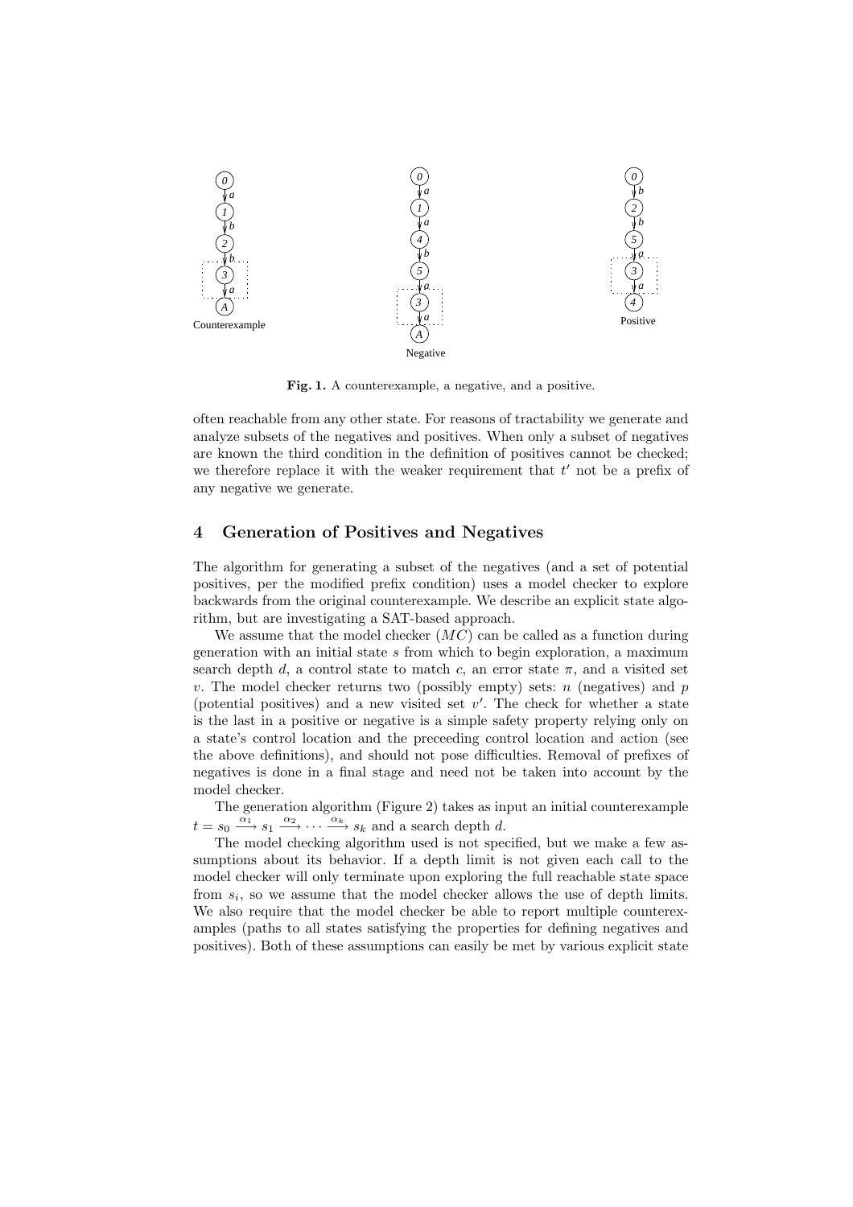Counterexample

Negative

Positive

**Fig. 1.** A counterexample, a negative, and a positive.

often reachable from any other state. For reasons of tractability we generate and analyze subsets of the negatives and positives. When only a subset of negatives are known the third condition in the definition of positives cannot be checked; we therefore replace it with the weaker requirement that $t'$ not be a prefix of any negative we generate.

## 4 Generation of Positives and Negatives

The algorithm for generating a subset of the negatives (and a set of potential positives, per the modified prefix condition) uses a model checker to explore backwards from the original counterexample. We describe an explicit state algorithm, but are investigating a SAT-based approach.

We assume that the model checker ($MC$) can be called as a function during generation with an initial state $s$ from which to begin exploration, a maximum search depth $d$, a control state to match $c$, an error state $\pi$, and a visited set $v$. The model checker returns two (possibly empty) sets: $n$ (negatives) and $p$ (potential positives) and a new visited set $v'$. The check for whether a state is the last in a positive or negative is a simple safety property relying only on a state's control location and the preceeding control location and action (see the above definitions), and should not pose difficulties. Removal of prefixes of negatives is done in a final stage and need not be taken into account by the model checker.

The generation algorithm (Figure 2) takes as input an initial counterexample $t = s_0 \xrightarrow{\alpha_1} s_1 \xrightarrow{\alpha_2} \cdots \xrightarrow{\alpha_k} s_k$ and a search depth $d$.

The model checking algorithm used is not specified, but we make a few assumptions about its behavior. If a depth limit is not given each call to the model checker will only terminate upon exploring the full reachable state space from $s_i$, so we assume that the model checker allows the use of depth limits. We also require that the model checker be able to report multiple counterexamples (paths to all states satisfying the properties for defining negatives and positives). Both of these assumptions can easily be met by various explicit state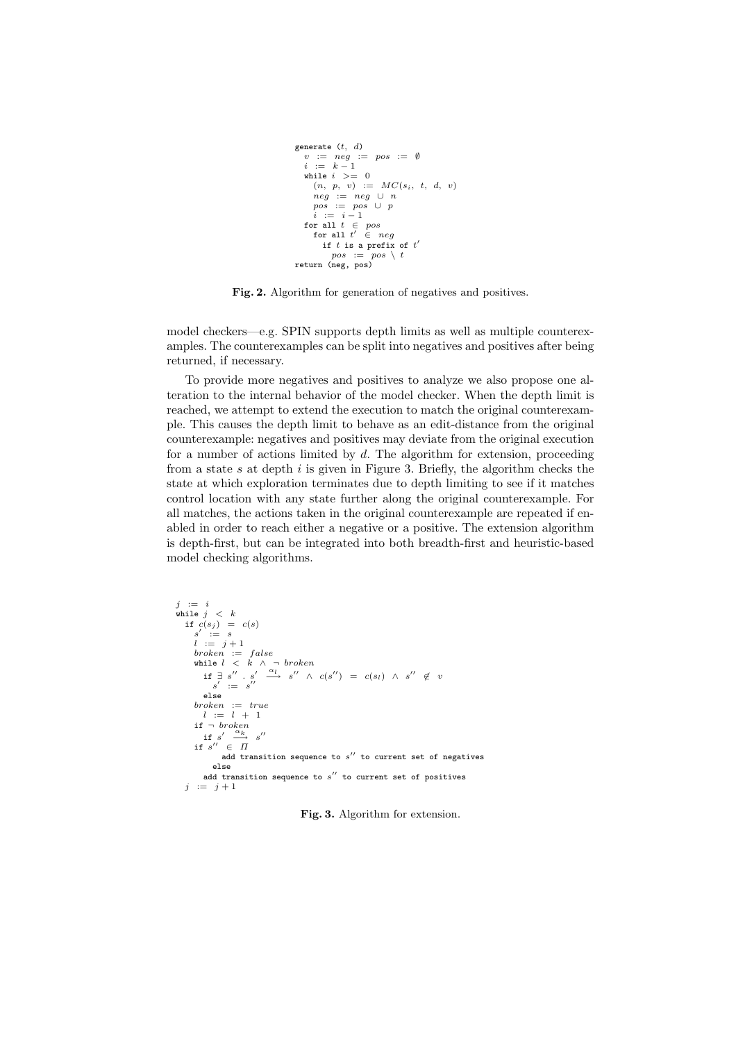```
generate (t, d)
  v := neg := pos := ∅
  i := k − 1
  while i >= 0
    (n, p, v) := MC(s_i, t, d, v)
    neg := neg ∪ n
    pos := pos ∪ p
    i := i − 1
  for all t ∈ pos
    for all t' ∈ neg
      if t is a prefix of t'
        pos := pos \ t
return (neg, pos)
```

**Fig. 2.** Algorithm for generation of negatives and positives.

model checkers—e.g. SPIN supports depth limits as well as multiple counterexamples. The counterexamples can be split into negatives and positives after being returned, if necessary.

To provide more negatives and positives to analyze we also propose one alteration to the internal behavior of the model checker. When the depth limit is reached, we attempt to extend the execution to match the original counterexample. This causes the depth limit to behave as an edit-distance from the original counterexample: negatives and positives may deviate from the original execution for a number of actions limited by $d$. The algorithm for extension, proceeding from a state $s$ at depth $i$ is given in Figure 3. Briefly, the algorithm checks the state at which exploration terminates due to depth limiting to see if it matches control location with any state further along the original counterexample. For all matches, the actions taken in the original counterexample are repeated if enabled in order to reach either a negative or a positive. The extension algorithm is depth-first, but can be integrated into both breadth-first and heuristic-based model checking algorithms.

```
j := i
while j < k
  if c(s_j) = c(s)
    s' := s
    l := j + 1
    broken := false
    while l < k ∧ ¬ broken
      if ∃ s'' . s' --α_l--> s'' ∧ c(s'') = c(s_l) ∧ s'' ∉ v
        s' := s''
      else
    broken := true
      l := l + 1
    if ¬ broken
      if s' --α_k--> s''
    if s'' ∈ Π
          add transition sequence to s'' to current set of negatives
        else
      add transition sequence to s'' to current set of positives
  j := j + 1
```

**Fig. 3.** Algorithm for extension.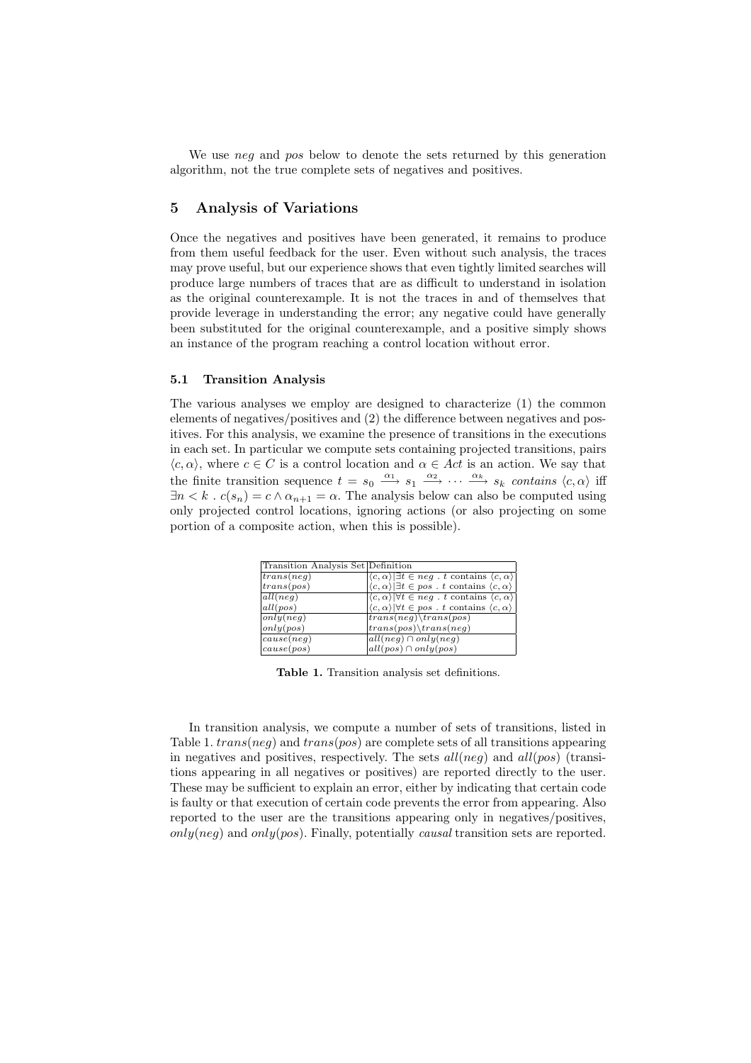We use *neg* and *pos* below to denote the sets returned by this generation algorithm, not the true complete sets of negatives and positives.

## 5 Analysis of Variations

Once the negatives and positives have been generated, it remains to produce from them useful feedback for the user. Even without such analysis, the traces may prove useful, but our experience shows that even tightly limited searches will produce large numbers of traces that are as difficult to understand in isolation as the original counterexample. It is not the traces in and of themselves that provide leverage in understanding the error; any negative could have generally been substituted for the original counterexample, and a positive simply shows an instance of the program reaching a control location without error.

### 5.1 Transition Analysis

The various analyses we employ are designed to characterize (1) the common elements of negatives/positives and (2) the difference between negatives and positives. For this analysis, we examine the presence of transitions in the executions in each set. In particular we compute sets containing projected transitions, pairs $\langle c, \alpha \rangle$, where $c \in C$ is a control location and $\alpha \in Act$ is an action. We say that the finite transition sequence $t = s_0 \xrightarrow{\alpha_1} s_1 \xrightarrow{\alpha_2} \cdots \xrightarrow{\alpha_k} s_k$ *contains* $\langle c, \alpha \rangle$ iff $\exists n < k \, . \, c(s_n) = c \wedge \alpha_{n+1} = \alpha$. The analysis below can also be computed using only projected control locations, ignoring actions (or also projecting on some portion of a composite action, when this is possible).

| Transition Analysis Set | Definition |
|---|---|
| $trans(neg)$ | $\langle c, \alpha \rangle \mid \exists t \in neg \, . \, t$ contains $\langle c, \alpha \rangle$ |
| $trans(pos)$ | $\langle c, \alpha \rangle \mid \exists t \in pos \, . \, t$ contains $\langle c, \alpha \rangle$ |
| $all(neg)$ | $\langle c, \alpha \rangle \mid \forall t \in neg \, . \, t$ contains $\langle c, \alpha \rangle$ |
| $all(pos)$ | $\langle c, \alpha \rangle \mid \forall t \in pos \, . \, t$ contains $\langle c, \alpha \rangle$ |
| $only(neg)$ | $trans(neg) \setminus trans(pos)$ |
| $only(pos)$ | $trans(pos) \setminus trans(neg)$ |
| $cause(neg)$ | $all(neg) \cap only(neg)$ |
| $cause(pos)$ | $all(pos) \cap only(pos)$ |

**Table 1.** Transition analysis set definitions.

In transition analysis, we compute a number of sets of transitions, listed in Table 1. $trans(neg)$ and $trans(pos)$ are complete sets of all transitions appearing in negatives and positives, respectively. The sets $all(neg)$ and $all(pos)$ (transitions appearing in all negatives or positives) are reported directly to the user. These may be sufficient to explain an error, either by indicating that certain code is faulty or that execution of certain code prevents the error from appearing. Also reported to the user are the transitions appearing only in negatives/positives, $only(neg)$ and $only(pos)$. Finally, potentially *causal* transition sets are reported.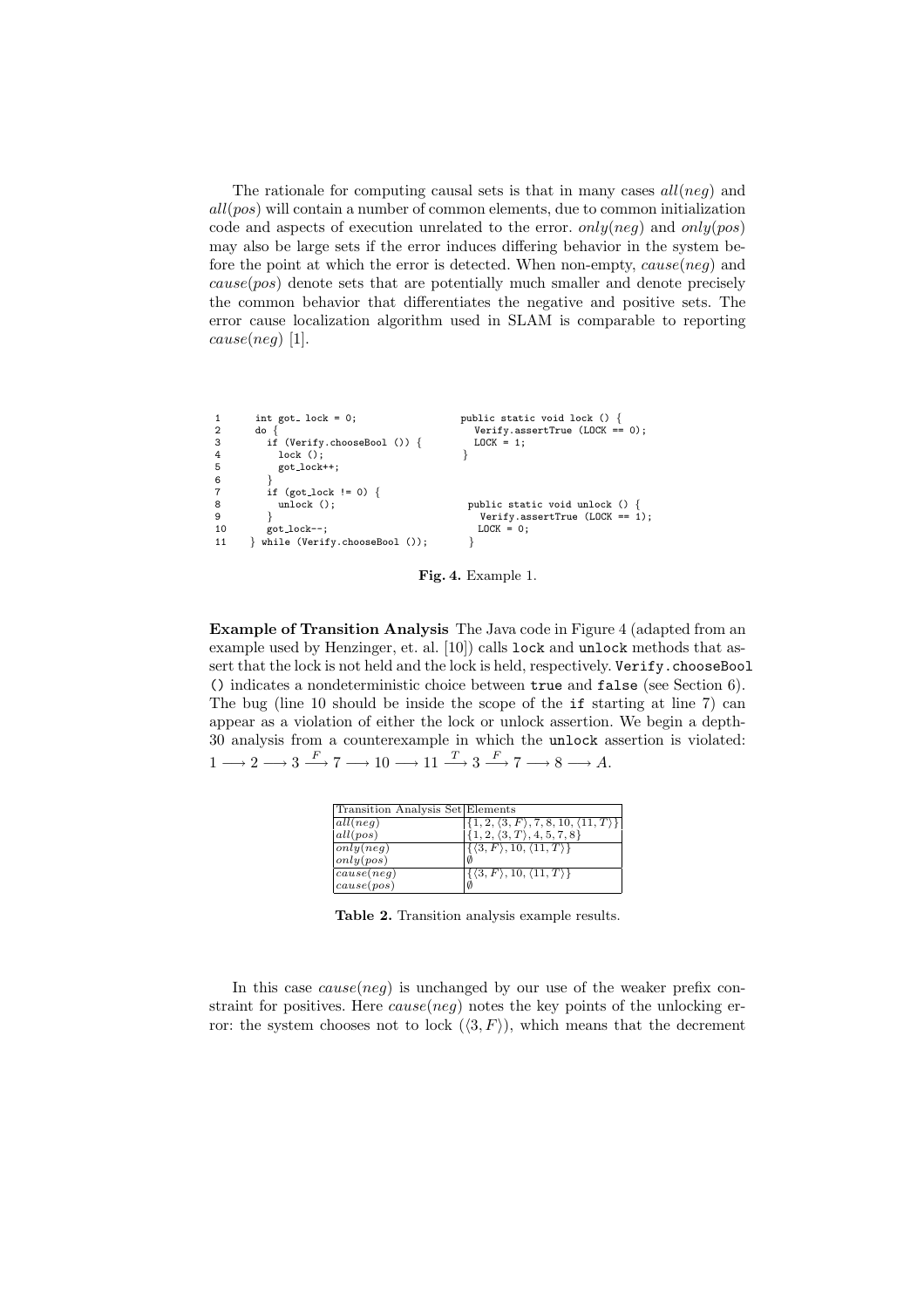The rationale for computing causal sets is that in many cases $all(neg)$ and $all(pos)$ will contain a number of common elements, due to common initialization code and aspects of execution unrelated to the error. $only(neg)$ and $only(pos)$ may also be large sets if the error induces differing behavior in the system before the point at which the error is detected. When non-empty, $cause(neg)$ and $cause(pos)$ denote sets that are potentially much smaller and denote precisely the common behavior that differentiates the negative and positive sets. The error cause localization algorithm used in SLAM is comparable to reporting $cause(neg)$ [1].

```
1      int got_ lock = 0;                    public static void lock () {
2      do {                                    Verify.assertTrue (LOCK == 0);
3        if (Verify.chooseBool ()) {           LOCK = 1;
4          lock ();                           }
5          got_lock++;
6        }
7        if (got_lock != 0) {
8          unlock ();                          public static void unlock () {
9        }                                       Verify.assertTrue (LOCK == 1);
10       got_lock--;                             LOCK = 0;
11     } while (Verify.chooseBool ());         }
```

**Fig. 4.** Example 1.

**Example of Transition Analysis** The Java code in Figure 4 (adapted from an example used by Henzinger, et. al. [10]) calls `lock` and `unlock` methods that assert that the lock is not held and the lock is held, respectively. `Verify.chooseBool ()` indicates a nondeterministic choice between `true` and `false` (see Section 6). The bug (line 10 should be inside the scope of the `if` starting at line 7) can appear as a violation of either the lock or unlock assertion. We begin a depth-30 analysis from a counterexample in which the `unlock` assertion is violated: $1 \longrightarrow 2 \longrightarrow 3 \xrightarrow{F} 7 \longrightarrow 10 \longrightarrow 11 \xrightarrow{T} 3 \xrightarrow{F} 7 \longrightarrow 8 \longrightarrow A$.

| Transition Analysis Set | Elements |
|---|---|
| $all(neg)$ | $\{1, 2, \langle 3, F \rangle, 7, 8, 10, \langle 11, T \rangle\}$ |
| $all(pos)$ | $\{1, 2, \langle 3, T \rangle, 4, 5, 7, 8\}$ |
| $only(neg)$ | $\{\langle 3, F \rangle, 10, \langle 11, T \rangle\}$ |
| $only(pos)$ | $\emptyset$ |
| $cause(neg)$ | $\{\langle 3, F \rangle, 10, \langle 11, T \rangle\}$ |
| $cause(pos)$ | $\emptyset$ |

**Table 2.** Transition analysis example results.

In this case $cause(neg)$ is unchanged by our use of the weaker prefix constraint for positives. Here $cause(neg)$ notes the key points of the unlocking error: the system chooses not to lock ($\langle 3, F \rangle$), which means that the decrement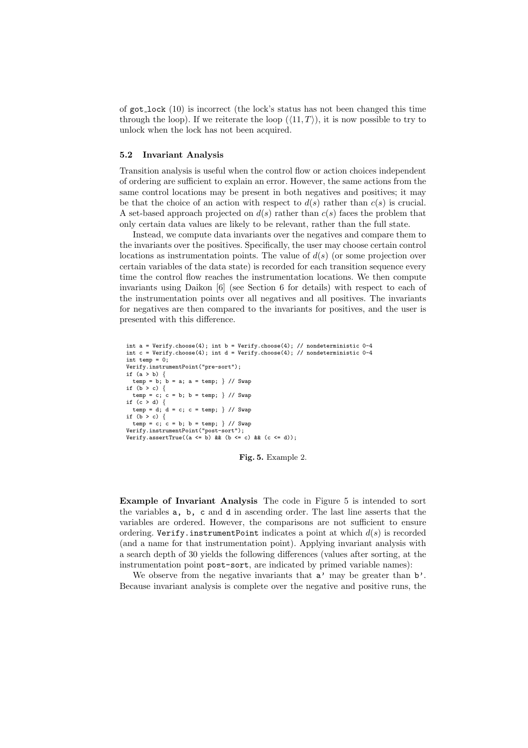of `got_lock` (10) is incorrect (the lock's status has not been changed this time through the loop). If we reiterate the loop ($\langle 11, T\rangle$), it is now possible to try to unlock when the lock has not been acquired.

### 5.2 Invariant Analysis

Transition analysis is useful when the control flow or action choices independent of ordering are sufficient to explain an error. However, the same actions from the same control locations may be present in both negatives and positives; it may be that the choice of an action with respect to $d(s)$ rather than $c(s)$ is crucial. A set-based approach projected on $d(s)$ rather than $c(s)$ faces the problem that only certain data values are likely to be relevant, rather than the full state.

Instead, we compute data invariants over the negatives and compare them to the invariants over the positives. Specifically, the user may choose certain control locations as instrumentation points. The value of $d(s)$ (or some projection over certain variables of the data state) is recorded for each transition sequence every time the control flow reaches the instrumentation locations. We then compute invariants using Daikon [6] (see Section 6 for details) with respect to each of the instrumentation points over all negatives and all positives. The invariants for negatives are then compared to the invariants for positives, and the user is presented with this difference.

```
int a = Verify.choose(4); int b = Verify.choose(4); // nondeterministic 0-4
int c = Verify.choose(4); int d = Verify.choose(4); // nondeterministic 0-4
int temp = 0;
Verify.instrumentPoint("pre-sort");
if (a > b) {
  temp = b; b = a; a = temp; } // Swap
if (b > c) {
  temp = c; c = b; b = temp; } // Swap
if (c > d) {
  temp = d; d = c; c = temp; } // Swap
if (b > c) {
  temp = c; c = b; b = temp; } // Swap
Verify.instrumentPoint("post-sort");
Verify.assertTrue((a <= b) && (b <= c) && (c <= d));
```

**Fig. 5.** Example 2.

**Example of Invariant Analysis** The code in Figure 5 is intended to sort the variables `a, b, c` and `d` in ascending order. The last line asserts that the variables are ordered. However, the comparisons are not sufficient to ensure ordering. `Verify.instrumentPoint` indicates a point at which $d(s)$ is recorded (and a name for that instrumentation point). Applying invariant analysis with a search depth of 30 yields the following differences (values after sorting, at the instrumentation point `post-sort`, are indicated by primed variable names):

We observe from the negative invariants that `a'` may be greater than `b'`. Because invariant analysis is complete over the negative and positive runs, the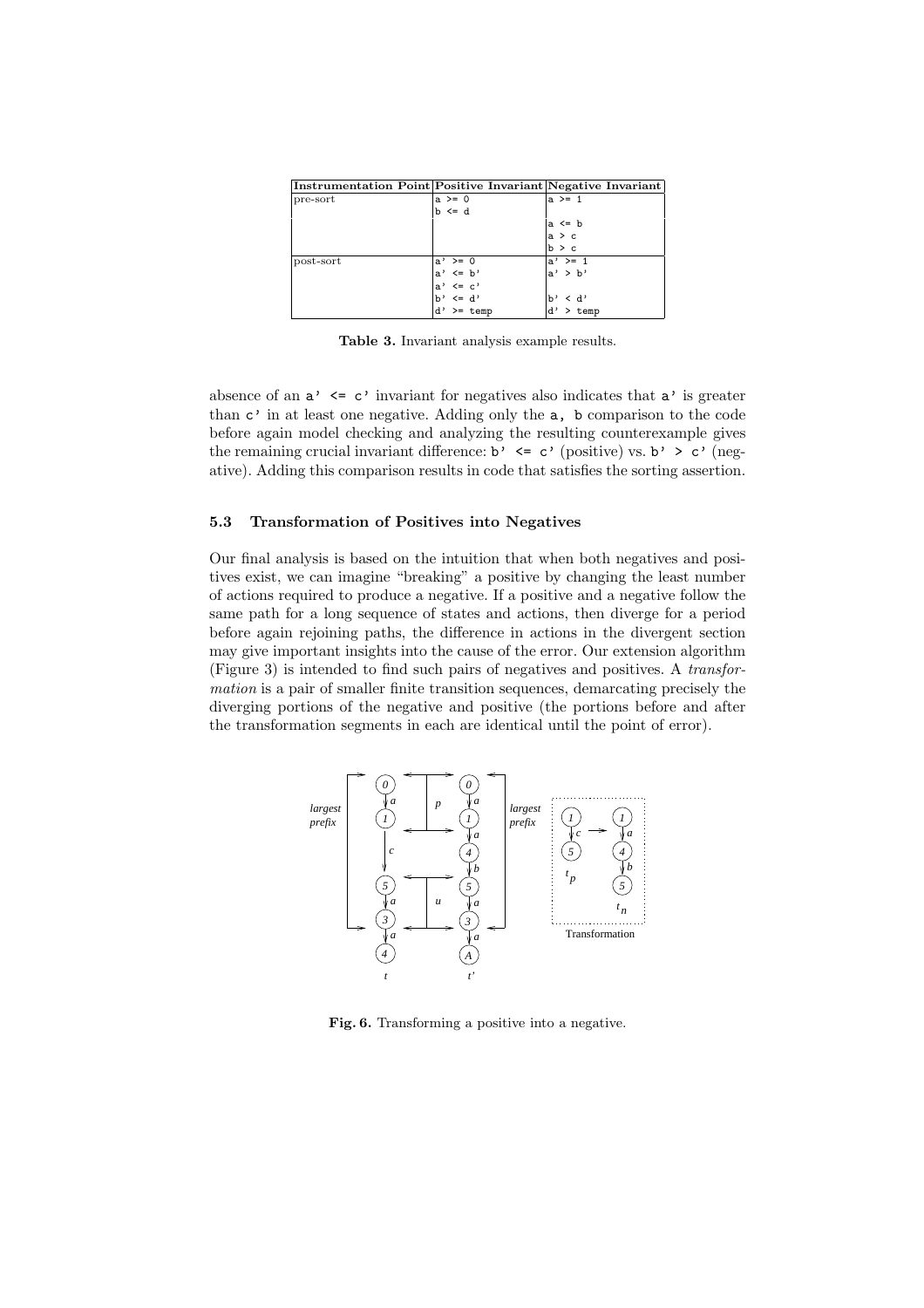| Instrumentation Point | Positive Invariant | Negative Invariant |
|---|---|---|
| pre-sort | `a >= 0` | `a >= 1` |
| | `b <= d` | |
| | | `a <= b` |
| | | `a > c` |
| | | `b > c` |
| post-sort | `a' >= 0` | `a' >= 1` |
| | `a' <= b'` | `a' > b'` |
| | `a' <= c'` | |
| | `b' <= d'` | `b' < d'` |
| | `d' >= temp` | `d' > temp` |

**Table 3.** Invariant analysis example results.

absence of an `a' <= c'` invariant for negatives also indicates that `a'` is greater than `c'` in at least one negative. Adding only the `a, b` comparison to the code before again model checking and analyzing the resulting counterexample gives the remaining crucial invariant difference: `b' <= c'` (positive) vs. `b' > c'` (negative). Adding this comparison results in code that satisfies the sorting assertion.

### 5.3 Transformation of Positives into Negatives

Our final analysis is based on the intuition that when both negatives and positives exist, we can imagine "breaking" a positive by changing the least number of actions required to produce a negative. If a positive and a negative follow the same path for a long sequence of states and actions, then diverge for a period before again rejoining paths, the difference in actions in the divergent section may give important insights into the cause of the error. Our extension algorithm (Figure 3) is intended to find such pairs of negatives and positives. A *transformation* is a pair of smaller finite transition sequences, demarcating precisely the diverging portions of the negative and positive (the portions before and after the transformation segments in each are identical until the point of error).

**Fig. 6.** Transforming a positive into a negative.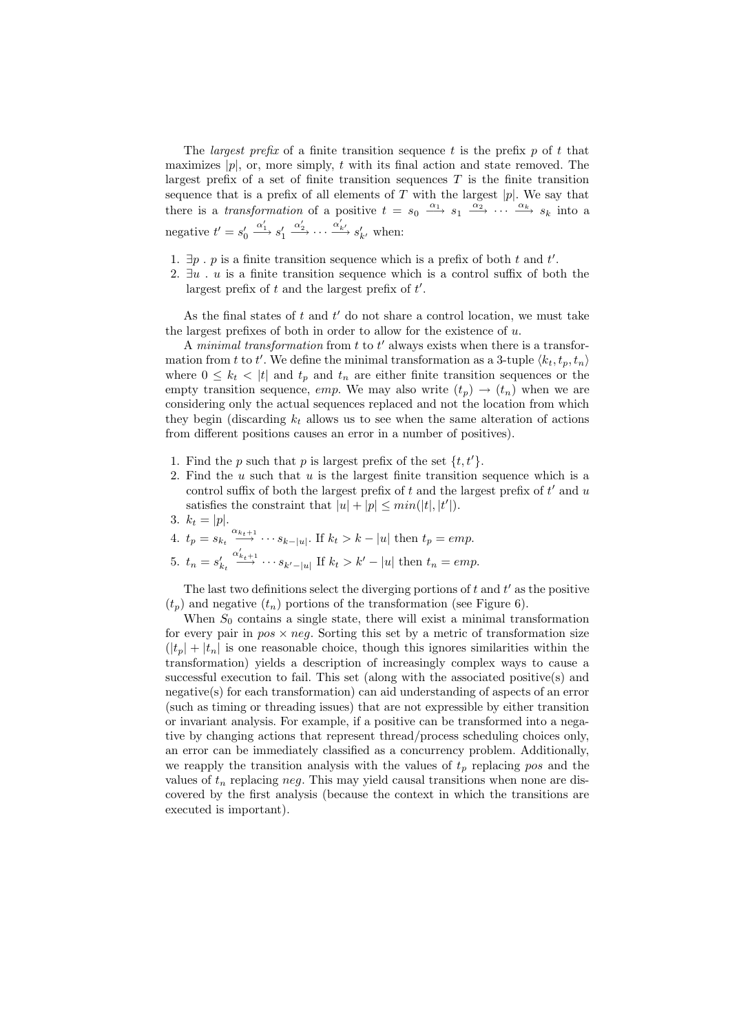The *largest prefix* of a finite transition sequence $t$ is the prefix $p$ of $t$ that maximizes $|p|$, or, more simply, $t$ with its final action and state removed. The largest prefix of a set of finite transition sequences $T$ is the finite transition sequence that is a prefix of all elements of $T$ with the largest $|p|$. We say that there is a *transformation* of a positive $t = s_0 \xrightarrow{\alpha_1} s_1 \xrightarrow{\alpha_2} \cdots \xrightarrow{\alpha_k} s_k$ into a negative $t' = s'_0 \xrightarrow{\alpha'_1} s'_1 \xrightarrow{\alpha'_2} \cdots \xrightarrow{\alpha'_{k'}} s'_{k'}$ when:

1. $\exists p$ . $p$ is a finite transition sequence which is a prefix of both $t$ and $t'$.
2. $\exists u$ . $u$ is a finite transition sequence which is a control suffix of both the largest prefix of $t$ and the largest prefix of $t'$.

As the final states of $t$ and $t'$ do not share a control location, we must take the largest prefixes of both in order to allow for the existence of $u$.

A *minimal transformation* from $t$ to $t'$ always exists when there is a transformation from $t$ to $t'$. We define the minimal transformation as a 3-tuple $\langle k_t, t_p, t_n \rangle$ where $0 \leq k_t < |t|$ and $t_p$ and $t_n$ are either finite transition sequences or the empty transition sequence, *emp*. We may also write $(t_p) \rightarrow (t_n)$ when we are considering only the actual sequences replaced and not the location from which they begin (discarding $k_t$ allows us to see when the same alteration of actions from different positions causes an error in a number of positives).

1. Find the $p$ such that $p$ is largest prefix of the set $\{t, t'\}$.
2. Find the $u$ such that $u$ is the largest finite transition sequence which is a control suffix of both the largest prefix of $t$ and the largest prefix of $t'$ and $u$ satisfies the constraint that $|u| + |p| \leq min(|t|, |t'|)$.
3. $k_t = |p|$.
4. $t_p = s_{k_t} \xrightarrow{\alpha_{k_t+1}} \cdots s_{k-|u|}$. If $k_t > k - |u|$ then $t_p = emp$.
5. $t_n = s'_{k_t} \xrightarrow{\alpha'_{k_t+1}} \cdots s_{k'-|u|}$ If $k_t > k' - |u|$ then $t_n = emp$.

The last two definitions select the diverging portions of $t$ and $t'$ as the positive ($t_p$) and negative ($t_n$) portions of the transformation (see Figure 6).

When $S_0$ contains a single state, there will exist a minimal transformation for every pair in $pos \times neg$. Sorting this set by a metric of transformation size ($|t_p| + |t_n|$ is one reasonable choice, though this ignores similarities within the transformation) yields a description of increasingly complex ways to cause a successful execution to fail. This set (along with the associated positive(s) and negative(s) for each transformation) can aid understanding of aspects of an error (such as timing or threading issues) that are not expressible by either transition or invariant analysis. For example, if a positive can be transformed into a negative by changing actions that represent thread/process scheduling choices only, an error can be immediately classified as a concurrency problem. Additionally, we reapply the transition analysis with the values of $t_p$ replacing *pos* and the values of $t_n$ replacing *neg*. This may yield causal transitions when none are discovered by the first analysis (because the context in which the transitions are executed is important).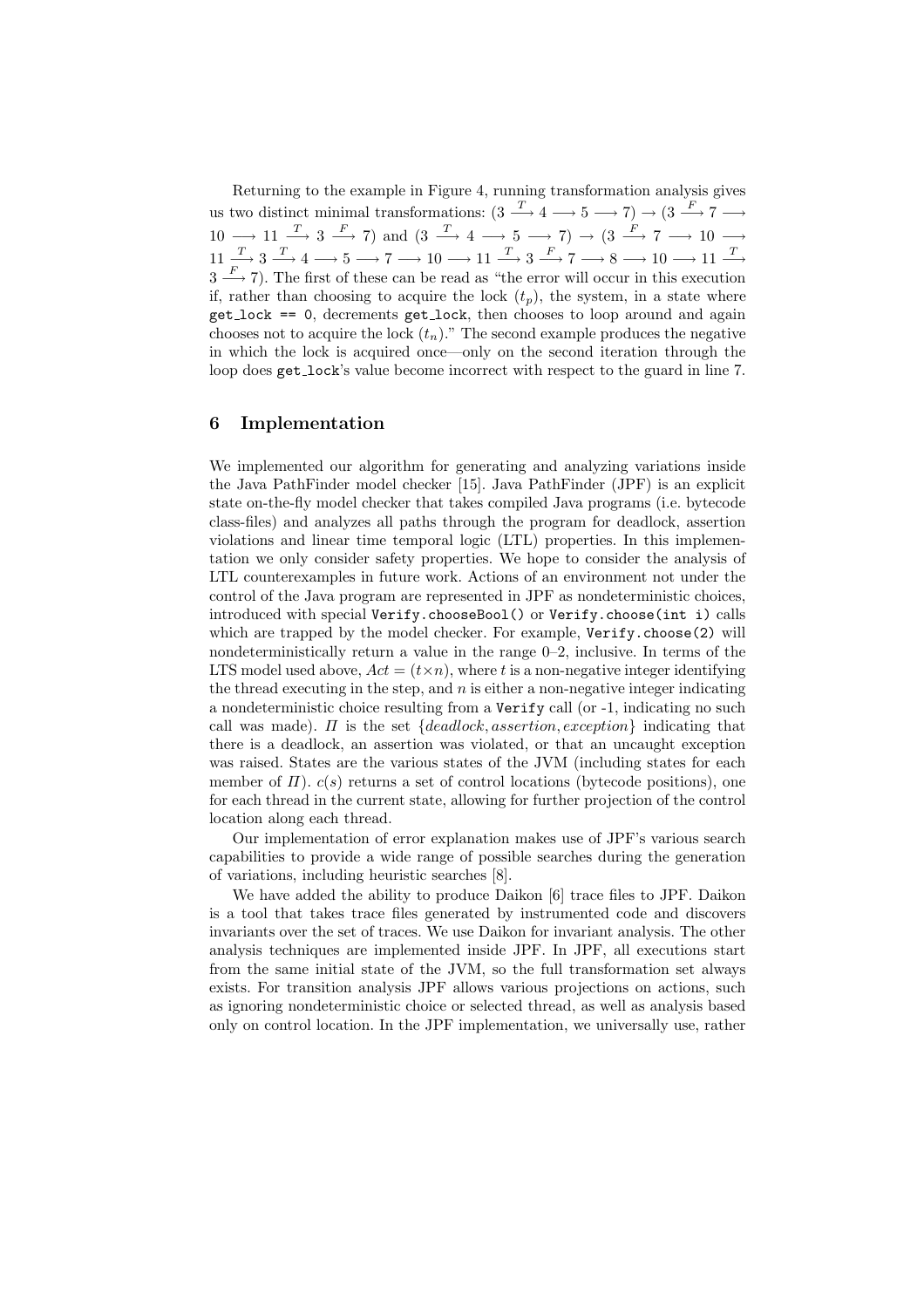Returning to the example in Figure 4, running transformation analysis gives us two distinct minimal transformations: $(3 \xrightarrow{T} 4 \longrightarrow 5 \longrightarrow 7) \rightarrow (3 \xrightarrow{F} 7 \longrightarrow 10 \longrightarrow 11 \xrightarrow{T} 3 \xrightarrow{F} 7)$ and $(3 \xrightarrow{T} 4 \longrightarrow 5 \longrightarrow 7) \rightarrow (3 \xrightarrow{F} 7 \longrightarrow 10 \longrightarrow 11 \xrightarrow{T} 3 \xrightarrow{T} 4 \longrightarrow 5 \longrightarrow 7 \longrightarrow 10 \longrightarrow 11 \xrightarrow{T} 3 \xrightarrow{F} 7 \longrightarrow 8 \longrightarrow 10 \longrightarrow 11 \xrightarrow{T} 3 \xrightarrow{F} 7)$. The first of these can be read as "the error will occur in this execution if, rather than choosing to acquire the lock ($t_p$), the system, in a state where `get_lock == 0`, decrements `get_lock`, then chooses to loop around and again chooses not to acquire the lock ($t_n$)." The second example produces the negative in which the lock is acquired once—only on the second iteration through the loop does `get_lock`'s value become incorrect with respect to the guard in line 7.

## 6 Implementation

We implemented our algorithm for generating and analyzing variations inside the Java PathFinder model checker [15]. Java PathFinder (JPF) is an explicit state on-the-fly model checker that takes compiled Java programs (i.e. bytecode class-files) and analyzes all paths through the program for deadlock, assertion violations and linear time temporal logic (LTL) properties. In this implementation we only consider safety properties. We hope to consider the analysis of LTL counterexamples in future work. Actions of an environment not under the control of the Java program are represented in JPF as nondeterministic choices, introduced with special `Verify.chooseBool()` or `Verify.choose(int i)` calls which are trapped by the model checker. For example, `Verify.choose(2)` will nondeterministically return a value in the range 0–2, inclusive. In terms of the LTS model used above, $Act = (t \times n)$, where $t$ is a non-negative integer identifying the thread executing in the step, and $n$ is either a non-negative integer indicating a nondeterministic choice resulting from a `Verify` call (or -1, indicating no such call was made). $\Pi$ is the set $\{deadlock, assertion, exception\}$ indicating that there is a deadlock, an assertion was violated, or that an uncaught exception was raised. States are the various states of the JVM (including states for each member of $\Pi$). $c(s)$ returns a set of control locations (bytecode positions), one for each thread in the current state, allowing for further projection of the control location along each thread.

Our implementation of error explanation makes use of JPF's various search capabilities to provide a wide range of possible searches during the generation of variations, including heuristic searches [8].

We have added the ability to produce Daikon [6] trace files to JPF. Daikon is a tool that takes trace files generated by instrumented code and discovers invariants over the set of traces. We use Daikon for invariant analysis. The other analysis techniques are implemented inside JPF. In JPF, all executions start from the same initial state of the JVM, so the full transformation set always exists. For transition analysis JPF allows various projections on actions, such as ignoring nondeterministic choice or selected thread, as well as analysis based only on control location. In the JPF implementation, we universally use, rather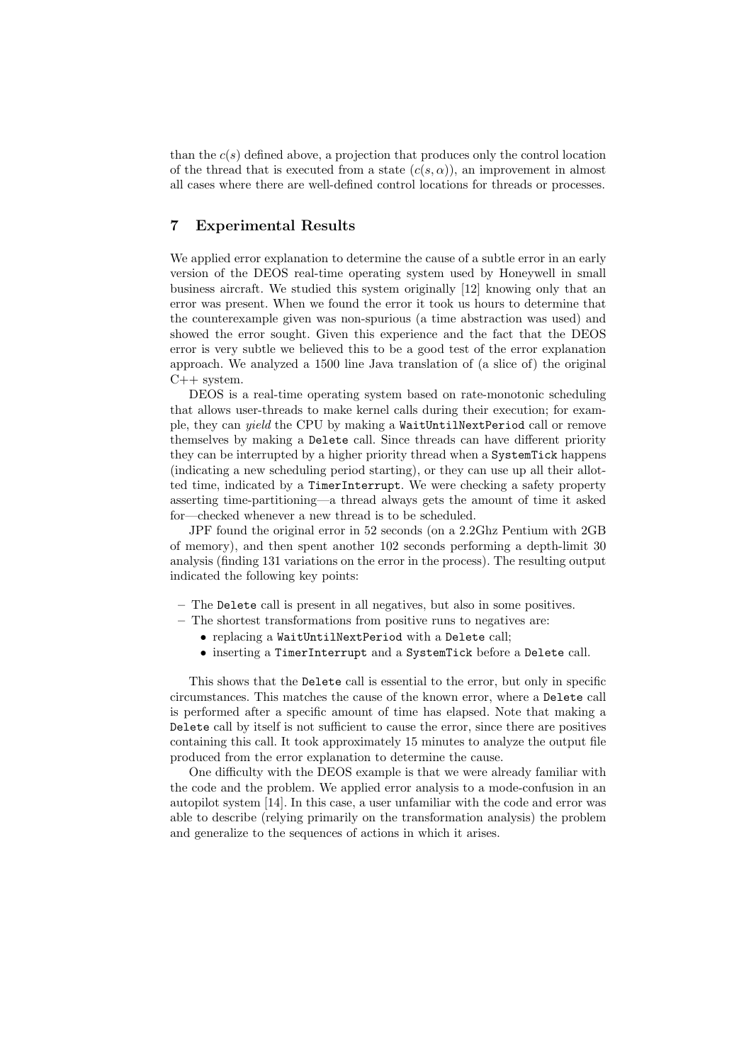than the $c(s)$ defined above, a projection that produces only the control location of the thread that is executed from a state $(c(s, \alpha))$, an improvement in almost all cases where there are well-defined control locations for threads or processes.

## 7 Experimental Results

We applied error explanation to determine the cause of a subtle error in an early version of the DEOS real-time operating system used by Honeywell in small business aircraft. We studied this system originally [12] knowing only that an error was present. When we found the error it took us hours to determine that the counterexample given was non-spurious (a time abstraction was used) and showed the error sought. Given this experience and the fact that the DEOS error is very subtle we believed this to be a good test of the error explanation approach. We analyzed a 1500 line Java translation of (a slice of) the original C++ system.

DEOS is a real-time operating system based on rate-monotonic scheduling that allows user-threads to make kernel calls during their execution; for example, they can *yield* the CPU by making a `WaitUntilNextPeriod` call or remove themselves by making a `Delete` call. Since threads can have different priority they can be interrupted by a higher priority thread when a `SystemTick` happens (indicating a new scheduling period starting), or they can use up all their allotted time, indicated by a `TimerInterrupt`. We were checking a safety property asserting time-partitioning—a thread always gets the amount of time it asked for—checked whenever a new thread is to be scheduled.

JPF found the original error in 52 seconds (on a 2.2Ghz Pentium with 2GB of memory), and then spent another 102 seconds performing a depth-limit 30 analysis (finding 131 variations on the error in the process). The resulting output indicated the following key points:

- The `Delete` call is present in all negatives, but also in some positives.
- The shortest transformations from positive runs to negatives are:
  - replacing a `WaitUntilNextPeriod` with a `Delete` call;
  - inserting a `TimerInterrupt` and a `SystemTick` before a `Delete` call.

This shows that the `Delete` call is essential to the error, but only in specific circumstances. This matches the cause of the known error, where a `Delete` call is performed after a specific amount of time has elapsed. Note that making a `Delete` call by itself is not sufficient to cause the error, since there are positives containing this call. It took approximately 15 minutes to analyze the output file produced from the error explanation to determine the cause.

One difficulty with the DEOS example is that we were already familiar with the code and the problem. We applied error analysis to a mode-confusion in an autopilot system [14]. In this case, a user unfamiliar with the code and error was able to describe (relying primarily on the transformation analysis) the problem and generalize to the sequences of actions in which it arises.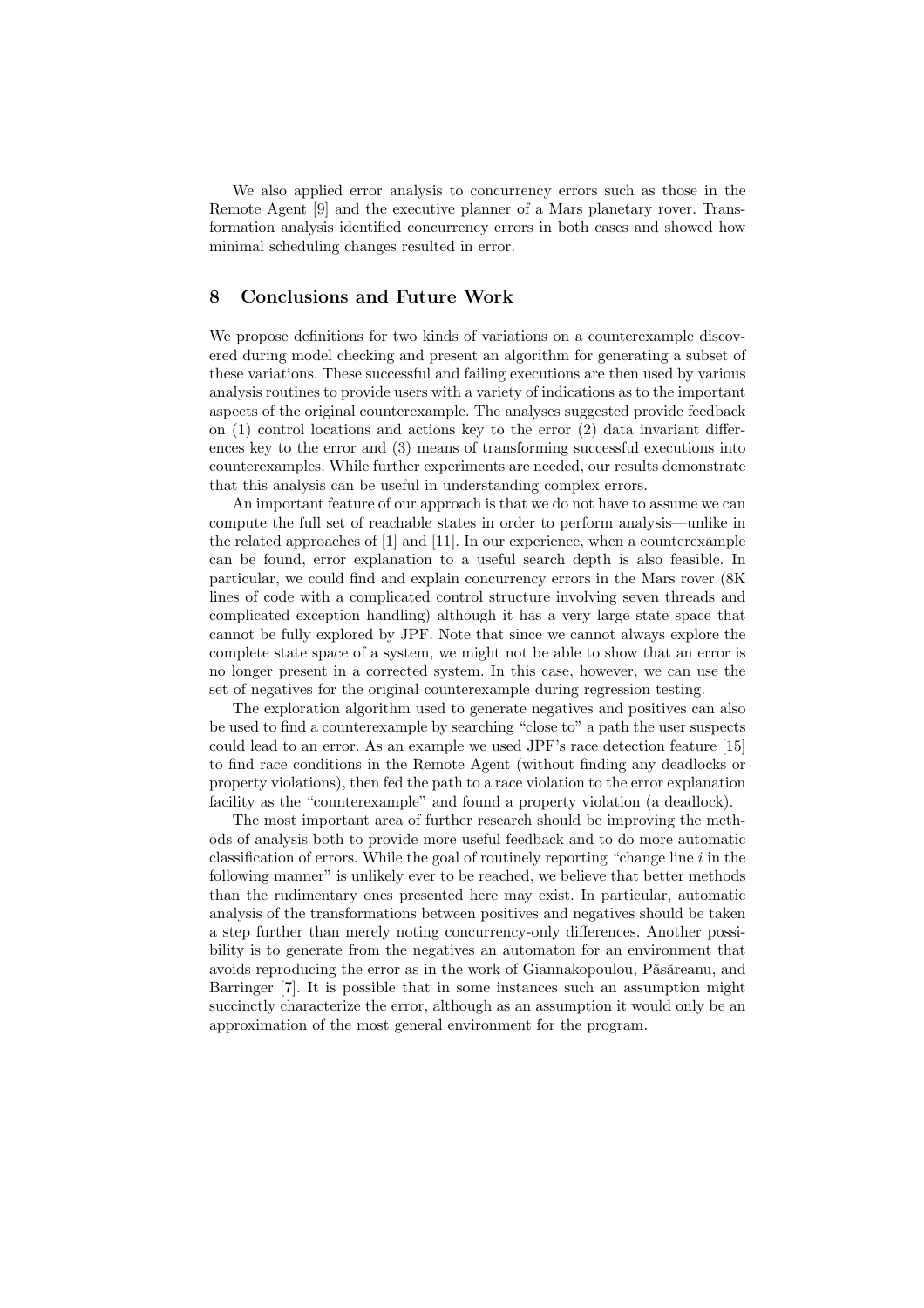We also applied error analysis to concurrency errors such as those in the Remote Agent [9] and the executive planner of a Mars planetary rover. Transformation analysis identified concurrency errors in both cases and showed how minimal scheduling changes resulted in error.

## 8 Conclusions and Future Work

We propose definitions for two kinds of variations on a counterexample discovered during model checking and present an algorithm for generating a subset of these variations. These successful and failing executions are then used by various analysis routines to provide users with a variety of indications as to the important aspects of the original counterexample. The analyses suggested provide feedback on (1) control locations and actions key to the error (2) data invariant differences key to the error and (3) means of transforming successful executions into counterexamples. While further experiments are needed, our results demonstrate that this analysis can be useful in understanding complex errors.

An important feature of our approach is that we do not have to assume we can compute the full set of reachable states in order to perform analysis—unlike in the related approaches of [1] and [11]. In our experience, when a counterexample can be found, error explanation to a useful search depth is also feasible. In particular, we could find and explain concurrency errors in the Mars rover (8K lines of code with a complicated control structure involving seven threads and complicated exception handling) although it has a very large state space that cannot be fully explored by JPF. Note that since we cannot always explore the complete state space of a system, we might not be able to show that an error is no longer present in a corrected system. In this case, however, we can use the set of negatives for the original counterexample during regression testing.

The exploration algorithm used to generate negatives and positives can also be used to find a counterexample by searching "close to" a path the user suspects could lead to an error. As an example we used JPF's race detection feature [15] to find race conditions in the Remote Agent (without finding any deadlocks or property violations), then fed the path to a race violation to the error explanation facility as the "counterexample" and found a property violation (a deadlock).

The most important area of further research should be improving the methods of analysis both to provide more useful feedback and to do more automatic classification of errors. While the goal of routinely reporting "change line $i$ in the following manner" is unlikely ever to be reached, we believe that better methods than the rudimentary ones presented here may exist. In particular, automatic analysis of the transformations between positives and negatives should be taken a step further than merely noting concurrency-only differences. Another possibility is to generate from the negatives an automaton for an environment that avoids reproducing the error as in the work of Giannakopoulou, Păsăreanu, and Barringer [7]. It is possible that in some instances such an assumption might succinctly characterize the error, although as an assumption it would only be an approximation of the most general environment for the program.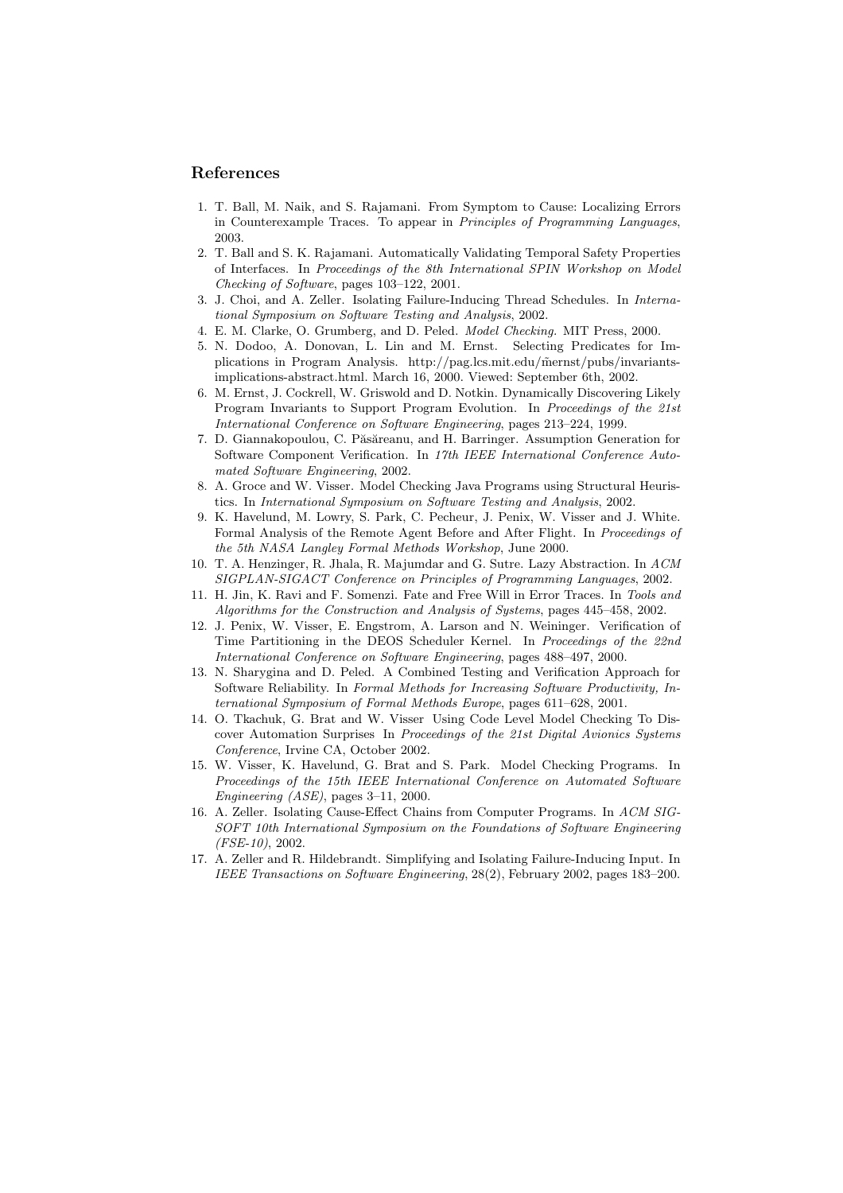## References

1. T. Ball, M. Naik, and S. Rajamani. From Symptom to Cause: Localizing Errors in Counterexample Traces. To appear in *Principles of Programming Languages*, 2003.
2. T. Ball and S. K. Rajamani. Automatically Validating Temporal Safety Properties of Interfaces. In *Proceedings of the 8th International SPIN Workshop on Model Checking of Software*, pages 103–122, 2001.
3. J. Choi, and A. Zeller. Isolating Failure-Inducing Thread Schedules. In *International Symposium on Software Testing and Analysis*, 2002.
4. E. M. Clarke, O. Grumberg, and D. Peled. *Model Checking*. MIT Press, 2000.
5. N. Dodoo, A. Donovan, L. Lin and M. Ernst. Selecting Predicates for Implications in Program Analysis. http://pag.lcs.mit.edu/m̃ernst/pubs/invariants-implications-abstract.html. March 16, 2000. Viewed: September 6th, 2002.
6. M. Ernst, J. Cockrell, W. Griswold and D. Notkin. Dynamically Discovering Likely Program Invariants to Support Program Evolution. In *Proceedings of the 21st International Conference on Software Engineering*, pages 213–224, 1999.
7. D. Giannakopoulou, C. Păsăreanu, and H. Barringer. Assumption Generation for Software Component Verification. In *17th IEEE International Conference Automated Software Engineering*, 2002.
8. A. Groce and W. Visser. Model Checking Java Programs using Structural Heuristics. In *International Symposium on Software Testing and Analysis*, 2002.
9. K. Havelund, M. Lowry, S. Park, C. Pecheur, J. Penix, W. Visser and J. White. Formal Analysis of the Remote Agent Before and After Flight. In *Proceedings of the 5th NASA Langley Formal Methods Workshop*, June 2000.
10. T. A. Henzinger, R. Jhala, R. Majumdar and G. Sutre. Lazy Abstraction. In *ACM SIGPLAN-SIGACT Conference on Principles of Programming Languages*, 2002.
11. H. Jin, K. Ravi and F. Somenzi. Fate and Free Will in Error Traces. In *Tools and Algorithms for the Construction and Analysis of Systems*, pages 445–458, 2002.
12. J. Penix, W. Visser, E. Engstrom, A. Larson and N. Weininger. Verification of Time Partitioning in the DEOS Scheduler Kernel. In *Proceedings of the 22nd International Conference on Software Engineering*, pages 488–497, 2000.
13. N. Sharygina and D. Peled. A Combined Testing and Verification Approach for Software Reliability. In *Formal Methods for Increasing Software Productivity, International Symposium of Formal Methods Europe*, pages 611–628, 2001.
14. O. Tkachuk, G. Brat and W. Visser Using Code Level Model Checking To Discover Automation Surprises In *Proceedings of the 21st Digital Avionics Systems Conference*, Irvine CA, October 2002.
15. W. Visser, K. Havelund, G. Brat and S. Park. Model Checking Programs. In *Proceedings of the 15th IEEE International Conference on Automated Software Engineering (ASE)*, pages 3–11, 2000.
16. A. Zeller. Isolating Cause-Effect Chains from Computer Programs. In *ACM SIGSOFT 10th International Symposium on the Foundations of Software Engineering (FSE-10)*, 2002.
17. A. Zeller and R. Hildebrandt. Simplifying and Isolating Failure-Inducing Input. In *IEEE Transactions on Software Engineering*, 28(2), February 2002, pages 183–200.